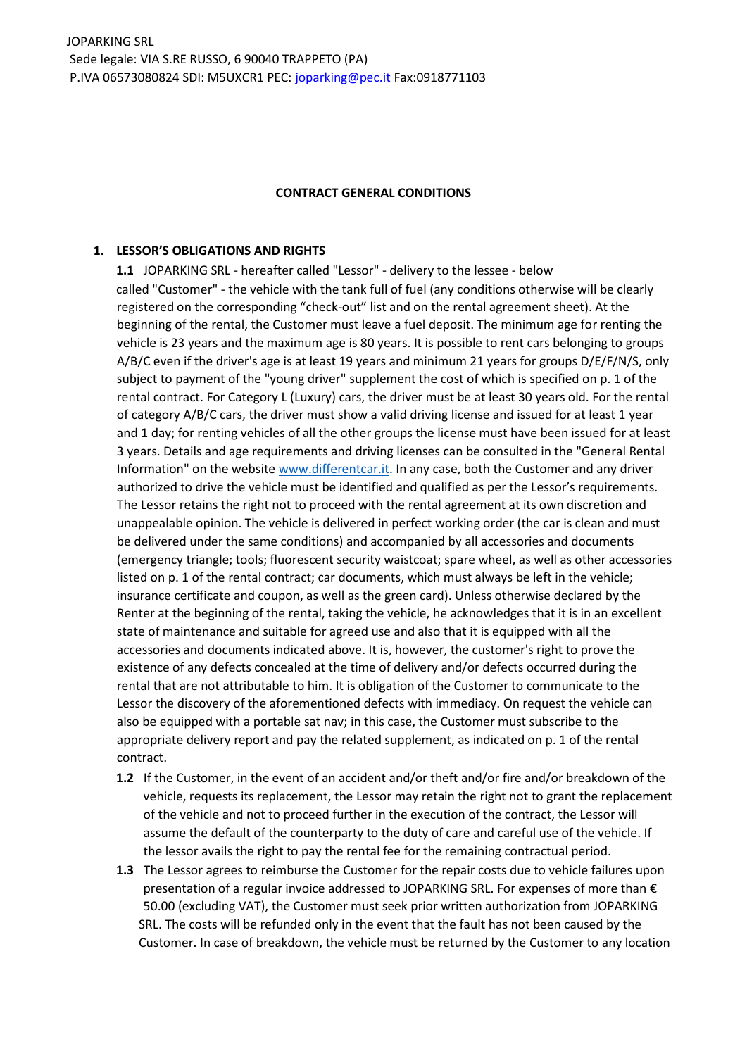JOPARKING SRL
Sede legale: VIA S.RE RUSSO, 6 90040 TRAPPETO (PA)
P.IVA 06573080824 SDI: M5UXCR1 PEC: joparking@pec.it Fax:0918771103

# CONTRACT GENERAL CONDITIONS

## 1. LESSOR'S OBLIGATIONS AND RIGHTS

**1.1** JOPARKING SRL - hereafter called "Lessor" - delivery to the lessee - below called "Customer" - the vehicle with the tank full of fuel (any conditions otherwise will be clearly registered on the corresponding "check-out" list and on the rental agreement sheet). At the beginning of the rental, the Customer must leave a fuel deposit. The minimum age for renting the vehicle is 23 years and the maximum age is 80 years. It is possible to rent cars belonging to groups A/B/C even if the driver's age is at least 19 years and minimum 21 years for groups D/E/F/N/S, only subject to payment of the "young driver" supplement the cost of which is specified on p. 1 of the rental contract. For Category L (Luxury) cars, the driver must be at least 30 years old. For the rental of category A/B/C cars, the driver must show a valid driving license and issued for at least 1 year and 1 day; for renting vehicles of all the other groups the license must have been issued for at least 3 years. Details and age requirements and driving licenses can be consulted in the "General Rental Information" on the website www.differentcar.it. In any case, both the Customer and any driver authorized to drive the vehicle must be identified and qualified as per the Lessor's requirements. The Lessor retains the right not to proceed with the rental agreement at its own discretion and unappealable opinion. The vehicle is delivered in perfect working order (the car is clean and must be delivered under the same conditions) and accompanied by all accessories and documents (emergency triangle; tools; fluorescent security waistcoat; spare wheel, as well as other accessories listed on p. 1 of the rental contract; car documents, which must always be left in the vehicle; insurance certificate and coupon, as well as the green card). Unless otherwise declared by the Renter at the beginning of the rental, taking the vehicle, he acknowledges that it is in an excellent state of maintenance and suitable for agreed use and also that it is equipped with all the accessories and documents indicated above. It is, however, the customer's right to prove the existence of any defects concealed at the time of delivery and/or defects occurred during the rental that are not attributable to him. It is obligation of the Customer to communicate to the Lessor the discovery of the aforementioned defects with immediacy. On request the vehicle can also be equipped with a portable sat nav; in this case, the Customer must subscribe to the appropriate delivery report and pay the related supplement, as indicated on p. 1 of the rental contract.

**1.2** If the Customer, in the event of an accident and/or theft and/or fire and/or breakdown of the vehicle, requests its replacement, the Lessor may retain the right not to grant the replacement of the vehicle and not to proceed further in the execution of the contract, the Lessor will assume the default of the counterparty to the duty of care and careful use of the vehicle. If the lessor avails the right to pay the rental fee for the remaining contractual period.

**1.3** The Lessor agrees to reimburse the Customer for the repair costs due to vehicle failures upon presentation of a regular invoice addressed to JOPARKING SRL. For expenses of more than € 50.00 (excluding VAT), the Customer must seek prior written authorization from JOPARKING SRL. The costs will be refunded only in the event that the fault has not been caused by the Customer. In case of breakdown, the vehicle must be returned by the Customer to any location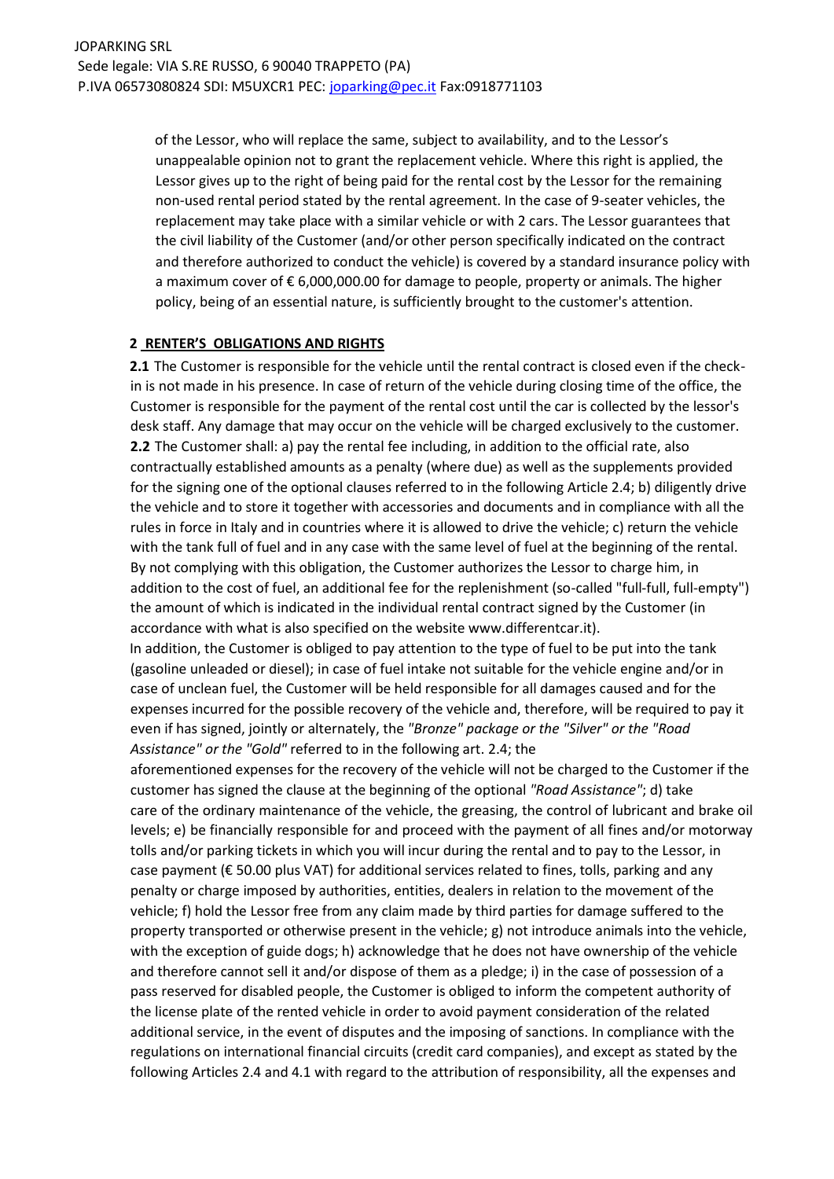of the Lessor, who will replace the same, subject to availability, and to the Lessor's unappealable opinion not to grant the replacement vehicle. Where this right is applied, the Lessor gives up to the right of being paid for the rental cost by the Lessor for the remaining non-used rental period stated by the rental agreement. In the case of 9-seater vehicles, the replacement may take place with a similar vehicle or with 2 cars. The Lessor guarantees that the civil liability of the Customer (and/or other person specifically indicated on the contract and therefore authorized to conduct the vehicle) is covered by a standard insurance policy with a maximum cover of € 6,000,000.00 for damage to people, property or animals. The higher policy, being of an essential nature, is sufficiently brought to the customer's attention.

## 2 RENTER'S OBLIGATIONS AND RIGHTS

**2.1** The Customer is responsible for the vehicle until the rental contract is closed even if the check-in is not made in his presence. In case of return of the vehicle during closing time of the office, the Customer is responsible for the payment of the rental cost until the car is collected by the lessor's desk staff. Any damage that may occur on the vehicle will be charged exclusively to the customer.

**2.2** The Customer shall: a) pay the rental fee including, in addition to the official rate, also contractually established amounts as a penalty (where due) as well as the supplements provided for the signing one of the optional clauses referred to in the following Article 2.4; b) diligently drive the vehicle and to store it together with accessories and documents and in compliance with all the rules in force in Italy and in countries where it is allowed to drive the vehicle; c) return the vehicle with the tank full of fuel and in any case with the same level of fuel at the beginning of the rental. By not complying with this obligation, the Customer authorizes the Lessor to charge him, in addition to the cost of fuel, an additional fee for the replenishment (so-called "full-full, full-empty") the amount of which is indicated in the individual rental contract signed by the Customer (in accordance with what is also specified on the website www.differentcar.it).

In addition, the Customer is obliged to pay attention to the type of fuel to be put into the tank (gasoline unleaded or diesel); in case of fuel intake not suitable for the vehicle engine and/or in case of unclean fuel, the Customer will be held responsible for all damages caused and for the expenses incurred for the possible recovery of the vehicle and, therefore, will be required to pay it even if has signed, jointly or alternately, the *"Bronze" package or the "Silver" or the "Road Assistance" or the "Gold"* referred to in the following art. 2.4; the aforementioned expenses for the recovery of the vehicle will not be charged to the Customer if the customer has signed the clause at the beginning of the optional *"Road Assistance"*; d) take care of the ordinary maintenance of the vehicle, the greasing, the control of lubricant and brake oil levels; e) be financially responsible for and proceed with the payment of all fines and/or motorway tolls and/or parking tickets in which you will incur during the rental and to pay to the Lessor, in case payment (€ 50.00 plus VAT) for additional services related to fines, tolls, parking and any penalty or charge imposed by authorities, entities, dealers in relation to the movement of the vehicle; f) hold the Lessor free from any claim made by third parties for damage suffered to the property transported or otherwise present in the vehicle; g) not introduce animals into the vehicle, with the exception of guide dogs; h) acknowledge that he does not have ownership of the vehicle and therefore cannot sell it and/or dispose of them as a pledge; i) in the case of possession of a pass reserved for disabled people, the Customer is obliged to inform the competent authority of the license plate of the rented vehicle in order to avoid payment consideration of the related additional service, in the event of disputes and the imposing of sanctions. In compliance with the regulations on international financial circuits (credit card companies), and except as stated by the following Articles 2.4 and 4.1 with regard to the attribution of responsibility, all the expenses and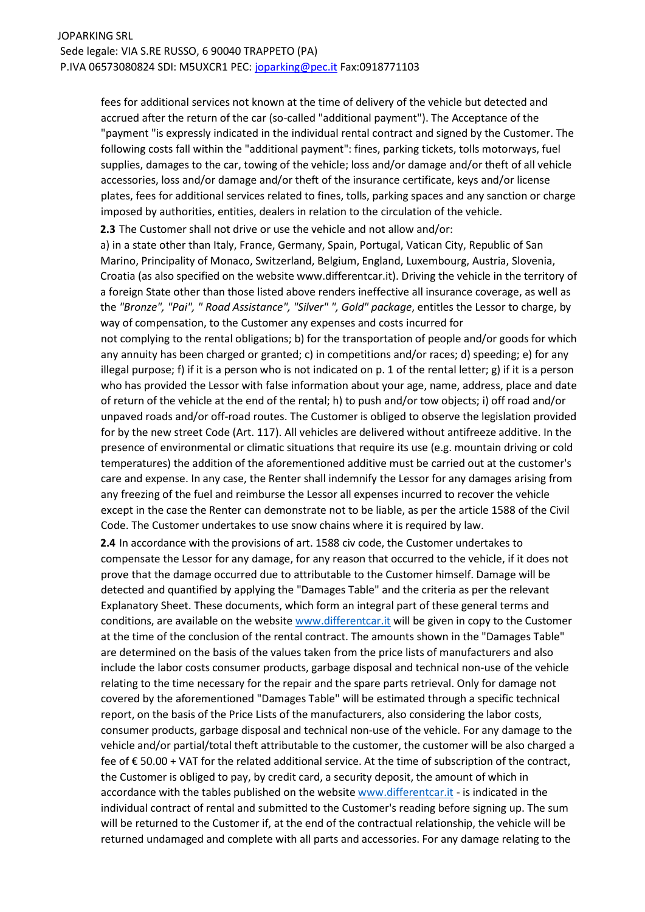fees for additional services not known at the time of delivery of the vehicle but detected and accrued after the return of the car (so-called "additional payment"). The Acceptance of the "payment "is expressly indicated in the individual rental contract and signed by the Customer. The following costs fall within the "additional payment": fines, parking tickets, tolls motorways, fuel supplies, damages to the car, towing of the vehicle; loss and/or damage and/or theft of all vehicle accessories, loss and/or damage and/or theft of the insurance certificate, keys and/or license plates, fees for additional services related to fines, tolls, parking spaces and any sanction or charge imposed by authorities, entities, dealers in relation to the circulation of the vehicle.

**2.3** The Customer shall not drive or use the vehicle and not allow and/or:

a) in a state other than Italy, France, Germany, Spain, Portugal, Vatican City, Republic of San Marino, Principality of Monaco, Switzerland, Belgium, England, Luxembourg, Austria, Slovenia, Croatia (as also specified on the website www.differentcar.it). Driving the vehicle in the territory of a foreign State other than those listed above renders ineffective all insurance coverage, as well as the *"Bronze", "Pai", " Road Assistance", "Silver" ", Gold" package*, entitles the Lessor to charge, by way of compensation, to the Customer any expenses and costs incurred for not complying to the rental obligations; b) for the transportation of people and/or goods for which any annuity has been charged or granted; c) in competitions and/or races; d) speeding; e) for any illegal purpose; f) if it is a person who is not indicated on p. 1 of the rental letter; g) if it is a person who has provided the Lessor with false information about your age, name, address, place and date of return of the vehicle at the end of the rental; h) to push and/or tow objects; i) off road and/or unpaved roads and/or off-road routes. The Customer is obliged to observe the legislation provided for by the new street Code (Art. 117). All vehicles are delivered without antifreeze additive. In the presence of environmental or climatic situations that require its use (e.g. mountain driving or cold temperatures) the addition of the aforementioned additive must be carried out at the customer's care and expense. In any case, the Renter shall indemnify the Lessor for any damages arising from any freezing of the fuel and reimburse the Lessor all expenses incurred to recover the vehicle except in the case the Renter can demonstrate not to be liable, as per the article 1588 of the Civil Code. The Customer undertakes to use snow chains where it is required by law.

**2.4** In accordance with the provisions of art. 1588 civ code, the Customer undertakes to compensate the Lessor for any damage, for any reason that occurred to the vehicle, if it does not prove that the damage occurred due to attributable to the Customer himself. Damage will be detected and quantified by applying the "Damages Table" and the criteria as per the relevant Explanatory Sheet. These documents, which form an integral part of these general terms and conditions, are available on the website www.differentcar.it will be given in copy to the Customer at the time of the conclusion of the rental contract. The amounts shown in the "Damages Table" are determined on the basis of the values taken from the price lists of manufacturers and also include the labor costs consumer products, garbage disposal and technical non-use of the vehicle relating to the time necessary for the repair and the spare parts retrieval. Only for damage not covered by the aforementioned "Damages Table" will be estimated through a specific technical report, on the basis of the Price Lists of the manufacturers, also considering the labor costs, consumer products, garbage disposal and technical non-use of the vehicle. For any damage to the vehicle and/or partial/total theft attributable to the customer, the customer will be also charged a fee of € 50.00 + VAT for the related additional service. At the time of subscription of the contract, the Customer is obliged to pay, by credit card, a security deposit, the amount of which in accordance with the tables published on the website www.differentcar.it - is indicated in the individual contract of rental and submitted to the Customer's reading before signing up. The sum will be returned to the Customer if, at the end of the contractual relationship, the vehicle will be returned undamaged and complete with all parts and accessories. For any damage relating to the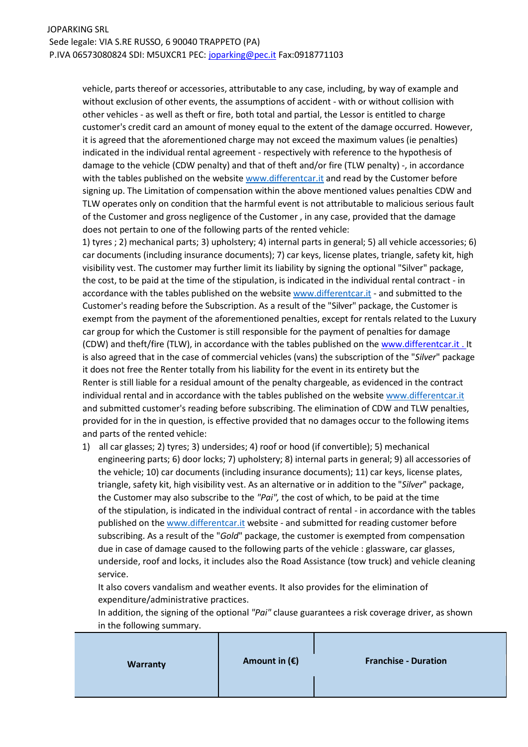vehicle, parts thereof or accessories, attributable to any case, including, by way of example and without exclusion of other events, the assumptions of accident - with or without collision with other vehicles - as well as theft or fire, both total and partial, the Lessor is entitled to charge customer's credit card an amount of money equal to the extent of the damage occurred. However, it is agreed that the aforementioned charge may not exceed the maximum values (ie penalties) indicated in the individual rental agreement - respectively with reference to the hypothesis of damage to the vehicle (CDW penalty) and that of theft and/or fire (TLW penalty) -, in accordance with the tables published on the website www.differentcar.it and read by the Customer before signing up. The Limitation of compensation within the above mentioned values penalties CDW and TLW operates only on condition that the harmful event is not attributable to malicious serious fault of the Customer and gross negligence of the Customer , in any case, provided that the damage does not pertain to one of the following parts of the rented vehicle:

1) tyres ; 2) mechanical parts; 3) upholstery; 4) internal parts in general; 5) all vehicle accessories; 6) car documents (including insurance documents); 7) car keys, license plates, triangle, safety kit, high visibility vest. The customer may further limit its liability by signing the optional "Silver" package, the cost, to be paid at the time of the stipulation, is indicated in the individual rental contract - in accordance with the tables published on the website www.differentcar.it - and submitted to the Customer's reading before the Subscription. As a result of the "Silver" package, the Customer is exempt from the payment of the aforementioned penalties, except for rentals related to the Luxury car group for which the Customer is still responsible for the payment of penalties for damage (CDW) and theft/fire (TLW), in accordance with the tables published on the www.differentcar.it . It is also agreed that in the case of commercial vehicles (vans) the subscription of the "*Silver*" package it does not free the Renter totally from his liability for the event in its entirety but the Renter is still liable for a residual amount of the penalty chargeable, as evidenced in the contract individual rental and in accordance with the tables published on the website www.differentcar.it and submitted customer's reading before subscribing. The elimination of CDW and TLW penalties, provided for in the in question, is effective provided that no damages occur to the following items and parts of the rented vehicle:

1) all car glasses; 2) tyres; 3) undersides; 4) roof or hood (if convertible); 5) mechanical engineering parts; 6) door locks; 7) upholstery; 8) internal parts in general; 9) all accessories of the vehicle; 10) car documents (including insurance documents); 11) car keys, license plates, triangle, safety kit, high visibility vest. As an alternative or in addition to the "*Silver*" package, the Customer may also subscribe to the *"Pai"*, the cost of which, to be paid at the time of the stipulation, is indicated in the individual contract of rental - in accordance with the tables published on the www.differentcar.it website - and submitted for reading customer before subscribing. As a result of the "*Gold*" package, the customer is exempted from compensation due in case of damage caused to the following parts of the vehicle : glassware, car glasses, underside, roof and locks, it includes also the Road Assistance (tow truck) and vehicle cleaning service.

   It also covers vandalism and weather events. It also provides for the elimination of expenditure/administrative practices.

   In addition, the signing of the optional *"Pai"* clause guarantees a risk coverage driver, as shown in the following summary.

| Warranty | Amount in (€) | Franchise - Duration |
|---|---|---|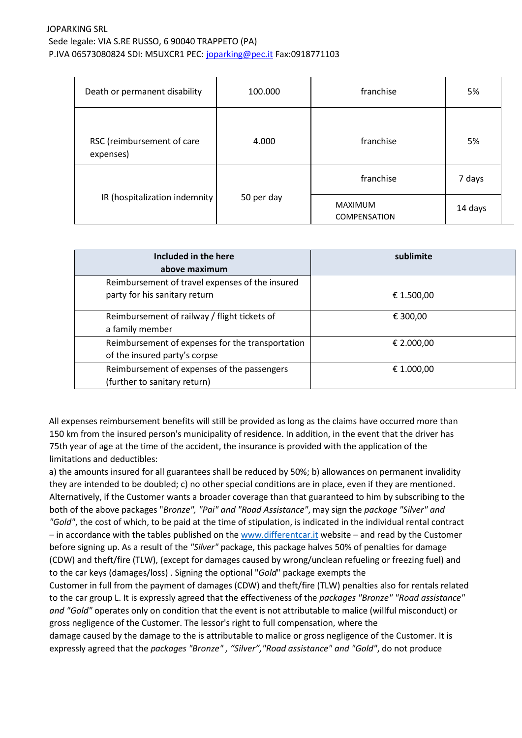JOPARKING SRL
Sede legale: VIA S.RE RUSSO, 6 90040 TRAPPETO (PA)
P.IVA 06573080824 SDI: M5UXCR1 PEC: joparking@pec.it Fax:0918771103

| | | | |
|---|---|---|---|
| Death or permanent disability | 100.000 | franchise | 5% |
| RSC (reimbursement of care expenses) | 4.000 | franchise | 5% |
| IR (hospitalization indemnity | 50 per day | franchise | 7 days |
| | | MAXIMUM COMPENSATION | 14 days |

| Included in the here above maximum | sublimite |
|---|---|
| Reimbursement of travel expenses of the insured party for his sanitary return | € 1.500,00 |
| Reimbursement of railway / flight tickets of a family member | € 300,00 |
| Reimbursement of expenses for the transportation of the insured party's corpse | € 2.000,00 |
| Reimbursement of expenses of the passengers (further to sanitary return) | € 1.000,00 |

All expenses reimbursement benefits will still be provided as long as the claims have occurred more than 150 km from the insured person's municipality of residence. In addition, in the event that the driver has 75th year of age at the time of the accident, the insurance is provided with the application of the limitations and deductibles:
a) the amounts insured for all guarantees shall be reduced by 50%; b) allowances on permanent invalidity they are intended to be doubled; c) no other special conditions are in place, even if they are mentioned. Alternatively, if the Customer wants a broader coverage than that guaranteed to him by subscribing to the both of the above packages "*Bronze", "Pai" and "Road Assistance*", may sign the *package "Silver" and "Gold"*, the cost of which, to be paid at the time of stipulation, is indicated in the individual rental contract – in accordance with the tables published on the www.differentcar.it website – and read by the Customer before signing up. As a result of the *"Silver"* package, this package halves 50% of penalties for damage (CDW) and theft/fire (TLW), (except for damages caused by wrong/unclean refueling or freezing fuel) and to the car keys (damages/loss) . Signing the optional "*Gold*" package exempts the Customer in full from the payment of damages (CDW) and theft/fire (TLW) penalties also for rentals related to the car group L. It is expressly agreed that the effectiveness of the *packages "Bronze" "Road assistance" and "Gold"* operates only on condition that the event is not attributable to malice (willful misconduct) or gross negligence of the Customer. The lessor's right to full compensation, where the damage caused by the damage to the is attributable to malice or gross negligence of the Customer. It is expressly agreed that the *packages "Bronze" , "Silver","Road assistance" and "Gold"*, do not produce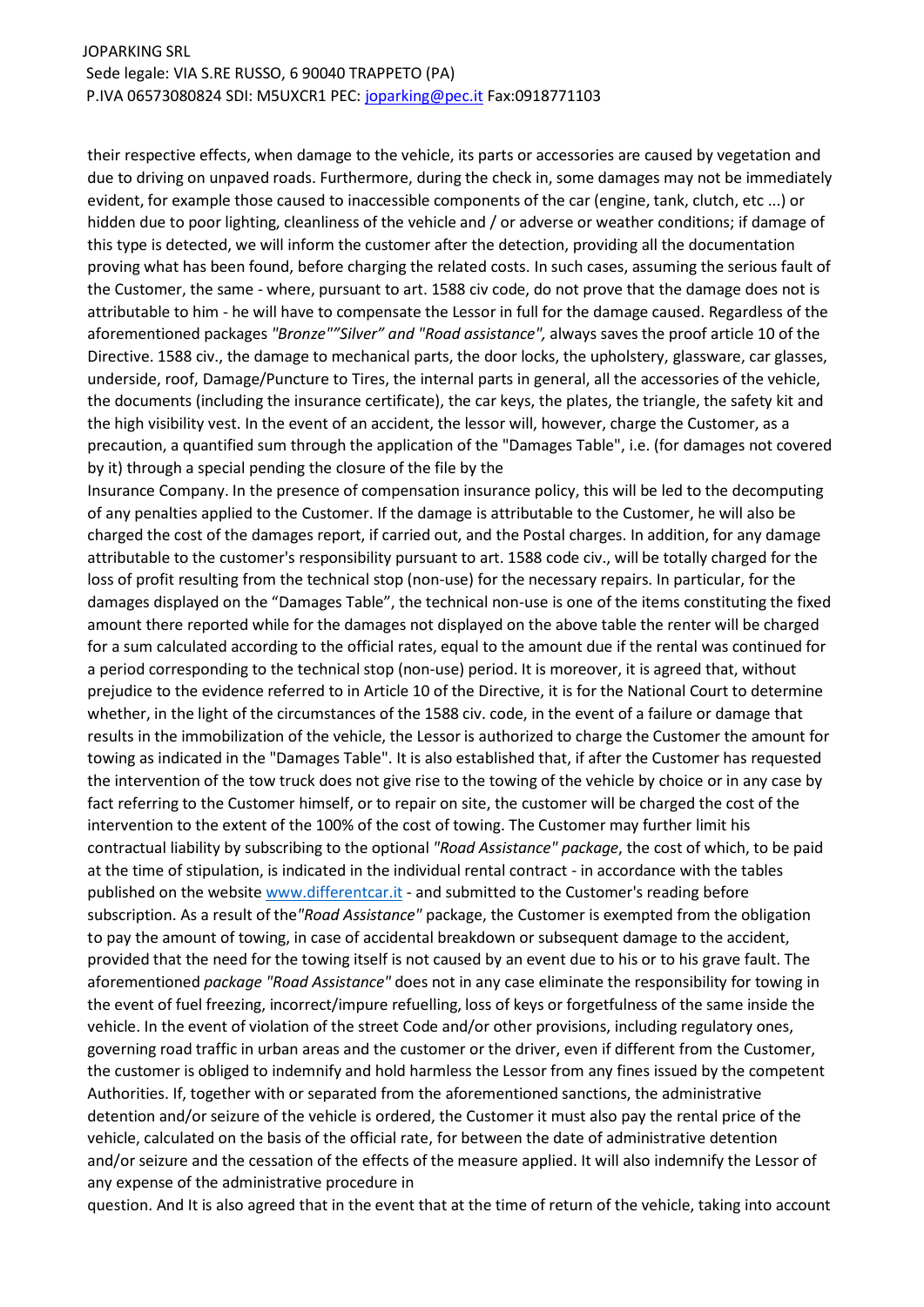their respective effects, when damage to the vehicle, its parts or accessories are caused by vegetation and due to driving on unpaved roads. Furthermore, during the check in, some damages may not be immediately evident, for example those caused to inaccessible components of the car (engine, tank, clutch, etc ...) or hidden due to poor lighting, cleanliness of the vehicle and / or adverse or weather conditions; if damage of this type is detected, we will inform the customer after the detection, providing all the documentation proving what has been found, before charging the related costs. In such cases, assuming the serious fault of the Customer, the same - where, pursuant to art. 1588 civ code, do not prove that the damage does not is attributable to him - he will have to compensate the Lessor in full for the damage caused. Regardless of the aforementioned packages *"Bronze""Silver" and "Road assistance"*, always saves the proof article 10 of the Directive. 1588 civ., the damage to mechanical parts, the door locks, the upholstery, glassware, car glasses, underside, roof, Damage/Puncture to Tires, the internal parts in general, all the accessories of the vehicle, the documents (including the insurance certificate), the car keys, the plates, the triangle, the safety kit and the high visibility vest. In the event of an accident, the lessor will, however, charge the Customer, as a precaution, a quantified sum through the application of the "Damages Table", i.e. (for damages not covered by it) through a special pending the closure of the file by the
Insurance Company. In the presence of compensation insurance policy, this will be led to the decomputing of any penalties applied to the Customer. If the damage is attributable to the Customer, he will also be charged the cost of the damages report, if carried out, and the Postal charges. In addition, for any damage attributable to the customer's responsibility pursuant to art. 1588 code civ., will be totally charged for the loss of profit resulting from the technical stop (non-use) for the necessary repairs. In particular, for the damages displayed on the "Damages Table", the technical non-use is one of the items constituting the fixed amount there reported while for the damages not displayed on the above table the renter will be charged for a sum calculated according to the official rates, equal to the amount due if the rental was continued for a period corresponding to the technical stop (non-use) period. It is moreover, it is agreed that, without prejudice to the evidence referred to in Article 10 of the Directive, it is for the National Court to determine whether, in the light of the circumstances of the 1588 civ. code, in the event of a failure or damage that results in the immobilization of the vehicle, the Lessor is authorized to charge the Customer the amount for towing as indicated in the "Damages Table". It is also established that, if after the Customer has requested the intervention of the tow truck does not give rise to the towing of the vehicle by choice or in any case by fact referring to the Customer himself, or to repair on site, the customer will be charged the cost of the intervention to the extent of the 100% of the cost of towing. The Customer may further limit his contractual liability by subscribing to the optional *"Road Assistance" package*, the cost of which, to be paid at the time of stipulation, is indicated in the individual rental contract - in accordance with the tables published on the website www.differentcar.it - and submitted to the Customer's reading before subscription. As a result of the *"Road Assistance"* package, the Customer is exempted from the obligation to pay the amount of towing, in case of accidental breakdown or subsequent damage to the accident, provided that the need for the towing itself is not caused by an event due to his or to his grave fault. The aforementioned *package "Road Assistance"* does not in any case eliminate the responsibility for towing in the event of fuel freezing, incorrect/impure refuelling, loss of keys or forgetfulness of the same inside the vehicle. In the event of violation of the street Code and/or other provisions, including regulatory ones, governing road traffic in urban areas and the customer or the driver, even if different from the Customer, the customer is obliged to indemnify and hold harmless the Lessor from any fines issued by the competent Authorities. If, together with or separated from the aforementioned sanctions, the administrative detention and/or seizure of the vehicle is ordered, the Customer it must also pay the rental price of the vehicle, calculated on the basis of the official rate, for between the date of administrative detention and/or seizure and the cessation of the effects of the measure applied. It will also indemnify the Lessor of any expense of the administrative procedure in
question. And It is also agreed that in the event that at the time of return of the vehicle, taking into account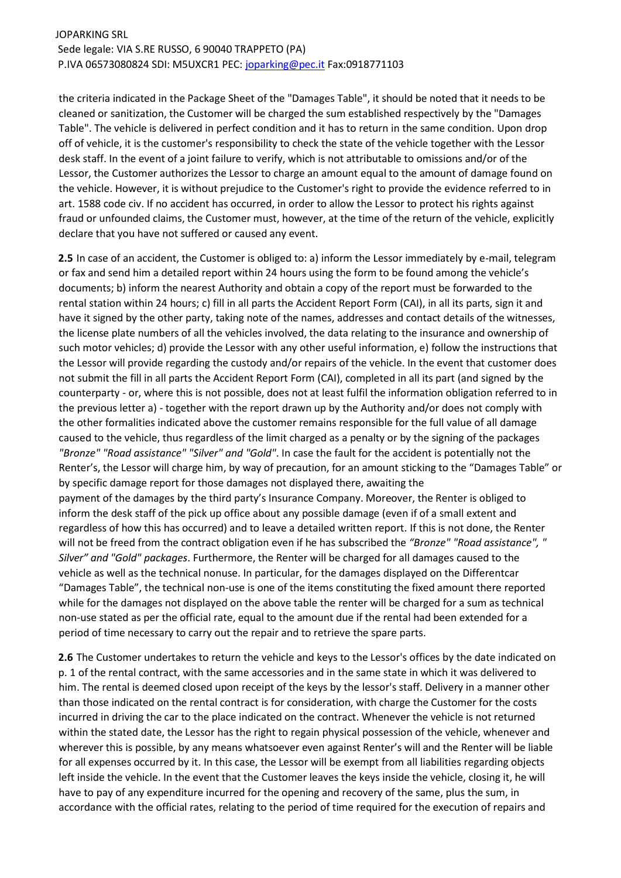the criteria indicated in the Package Sheet of the "Damages Table", it should be noted that it needs to be cleaned or sanitization, the Customer will be charged the sum established respectively by the "Damages Table". The vehicle is delivered in perfect condition and it has to return in the same condition. Upon drop off of vehicle, it is the customer's responsibility to check the state of the vehicle together with the Lessor desk staff. In the event of a joint failure to verify, which is not attributable to omissions and/or of the Lessor, the Customer authorizes the Lessor to charge an amount equal to the amount of damage found on the vehicle. However, it is without prejudice to the Customer's right to provide the evidence referred to in art. 1588 code civ. If no accident has occurred, in order to allow the Lessor to protect his rights against fraud or unfounded claims, the Customer must, however, at the time of the return of the vehicle, explicitly declare that you have not suffered or caused any event.

**2.5** In case of an accident, the Customer is obliged to: a) inform the Lessor immediately by e-mail, telegram or fax and send him a detailed report within 24 hours using the form to be found among the vehicle's documents; b) inform the nearest Authority and obtain a copy of the report must be forwarded to the rental station within 24 hours; c) fill in all parts the Accident Report Form (CAI), in all its parts, sign it and have it signed by the other party, taking note of the names, addresses and contact details of the witnesses, the license plate numbers of all the vehicles involved, the data relating to the insurance and ownership of such motor vehicles; d) provide the Lessor with any other useful information, e) follow the instructions that the Lessor will provide regarding the custody and/or repairs of the vehicle. In the event that customer does not submit the fill in all parts the Accident Report Form (CAI), completed in all its part (and signed by the counterparty - or, where this is not possible, does not at least fulfil the information obligation referred to in the previous letter a) - together with the report drawn up by the Authority and/or does not comply with the other formalities indicated above the customer remains responsible for the full value of all damage caused to the vehicle, thus regardless of the limit charged as a penalty or by the signing of the packages *"Bronze" "Road assistance" "Silver" and "Gold"*. In case the fault for the accident is potentially not the Renter's, the Lessor will charge him, by way of precaution, for an amount sticking to the "Damages Table" or by specific damage report for those damages not displayed there, awaiting the payment of the damages by the third party's Insurance Company. Moreover, the Renter is obliged to inform the desk staff of the pick up office about any possible damage (even if of a small extent and regardless of how this has occurred) and to leave a detailed written report. If this is not done, the Renter will not be freed from the contract obligation even if he has subscribed the *"Bronze" "Road assistance", " Silver" and "Gold" packages*. Furthermore, the Renter will be charged for all damages caused to the vehicle as well as the technical nonuse. In particular, for the damages displayed on the Differentcar "Damages Table", the technical non-use is one of the items constituting the fixed amount there reported while for the damages not displayed on the above table the renter will be charged for a sum as technical non-use stated as per the official rate, equal to the amount due if the rental had been extended for a period of time necessary to carry out the repair and to retrieve the spare parts.

**2.6** The Customer undertakes to return the vehicle and keys to the Lessor's offices by the date indicated on p. 1 of the rental contract, with the same accessories and in the same state in which it was delivered to him. The rental is deemed closed upon receipt of the keys by the lessor's staff. Delivery in a manner other than those indicated on the rental contract is for consideration, with charge the Customer for the costs incurred in driving the car to the place indicated on the contract. Whenever the vehicle is not returned within the stated date, the Lessor has the right to regain physical possession of the vehicle, whenever and wherever this is possible, by any means whatsoever even against Renter's will and the Renter will be liable for all expenses occurred by it. In this case, the Lessor will be exempt from all liabilities regarding objects left inside the vehicle. In the event that the Customer leaves the keys inside the vehicle, closing it, he will have to pay of any expenditure incurred for the opening and recovery of the same, plus the sum, in accordance with the official rates, relating to the period of time required for the execution of repairs and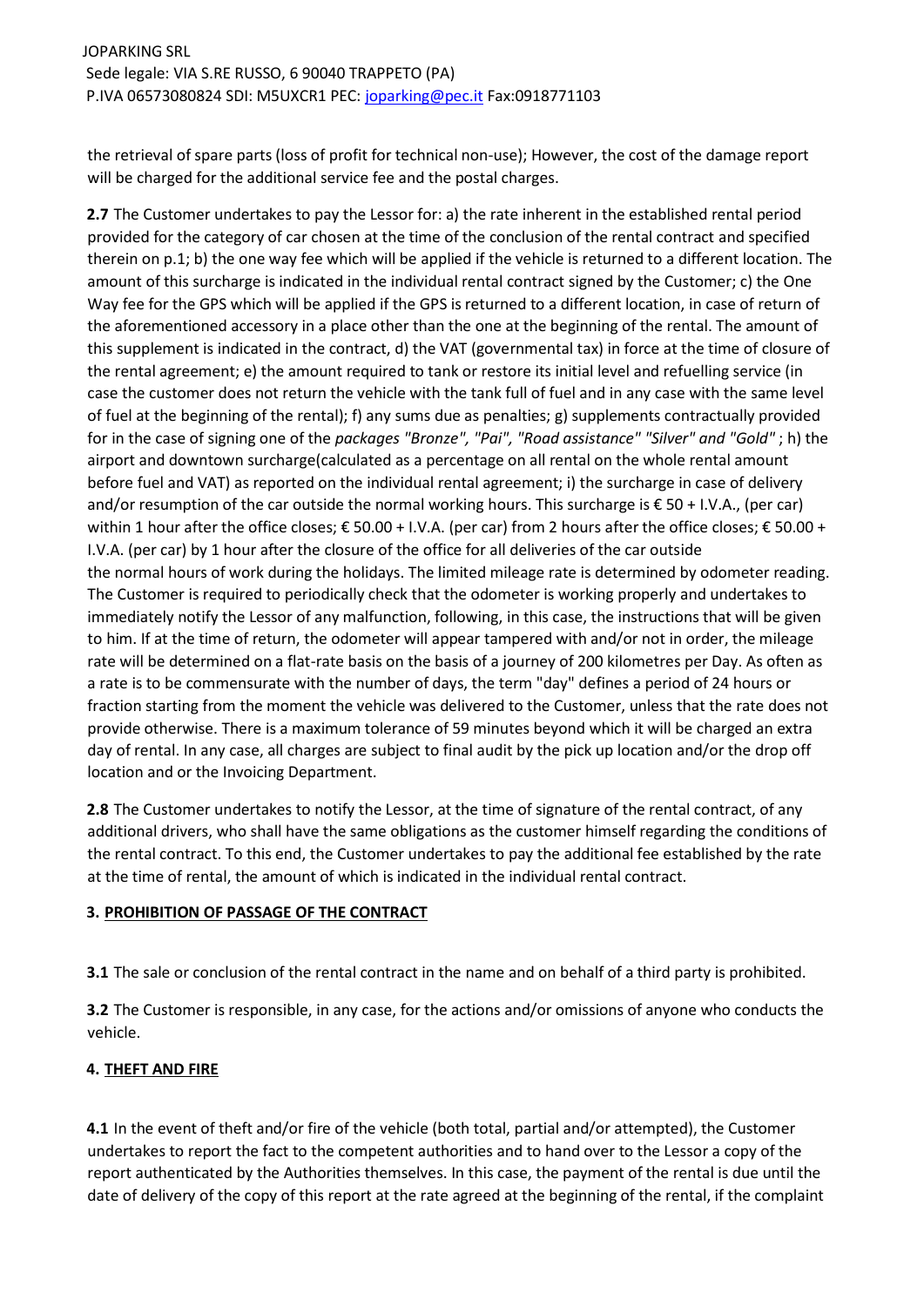the retrieval of spare parts (loss of profit for technical non-use); However, the cost of the damage report will be charged for the additional service fee and the postal charges.

**2.7** The Customer undertakes to pay the Lessor for: a) the rate inherent in the established rental period provided for the category of car chosen at the time of the conclusion of the rental contract and specified therein on p.1; b) the one way fee which will be applied if the vehicle is returned to a different location. The amount of this surcharge is indicated in the individual rental contract signed by the Customer; c) the One Way fee for the GPS which will be applied if the GPS is returned to a different location, in case of return of the aforementioned accessory in a place other than the one at the beginning of the rental. The amount of this supplement is indicated in the contract, d) the VAT (governmental tax) in force at the time of closure of the rental agreement; e) the amount required to tank or restore its initial level and refuelling service (in case the customer does not return the vehicle with the tank full of fuel and in any case with the same level of fuel at the beginning of the rental); f) any sums due as penalties; g) supplements contractually provided for in the case of signing one of the *packages "Bronze", "Pai", "Road assistance" "Silver" and "Gold"* ; h) the airport and downtown surcharge(calculated as a percentage on all rental on the whole rental amount before fuel and VAT) as reported on the individual rental agreement; i) the surcharge in case of delivery and/or resumption of the car outside the normal working hours. This surcharge is € 50 + I.V.A., (per car) within 1 hour after the office closes; € 50.00 + I.V.A. (per car) from 2 hours after the office closes; € 50.00 + I.V.A. (per car) by 1 hour after the closure of the office for all deliveries of the car outside the normal hours of work during the holidays. The limited mileage rate is determined by odometer reading. The Customer is required to periodically check that the odometer is working properly and undertakes to immediately notify the Lessor of any malfunction, following, in this case, the instructions that will be given to him. If at the time of return, the odometer will appear tampered with and/or not in order, the mileage rate will be determined on a flat-rate basis on the basis of a journey of 200 kilometres per Day. As often as a rate is to be commensurate with the number of days, the term "day" defines a period of 24 hours or fraction starting from the moment the vehicle was delivered to the Customer, unless that the rate does not provide otherwise. There is a maximum tolerance of 59 minutes beyond which it will be charged an extra day of rental. In any case, all charges are subject to final audit by the pick up location and/or the drop off location and or the Invoicing Department.

**2.8** The Customer undertakes to notify the Lessor, at the time of signature of the rental contract, of any additional drivers, who shall have the same obligations as the customer himself regarding the conditions of the rental contract. To this end, the Customer undertakes to pay the additional fee established by the rate at the time of rental, the amount of which is indicated in the individual rental contract.

## 3. PROHIBITION OF PASSAGE OF THE CONTRACT

**3.1** The sale or conclusion of the rental contract in the name and on behalf of a third party is prohibited.

**3.2** The Customer is responsible, in any case, for the actions and/or omissions of anyone who conducts the vehicle.

## 4. THEFT AND FIRE

**4.1** In the event of theft and/or fire of the vehicle (both total, partial and/or attempted), the Customer undertakes to report the fact to the competent authorities and to hand over to the Lessor a copy of the report authenticated by the Authorities themselves. In this case, the payment of the rental is due until the date of delivery of the copy of this report at the rate agreed at the beginning of the rental, if the complaint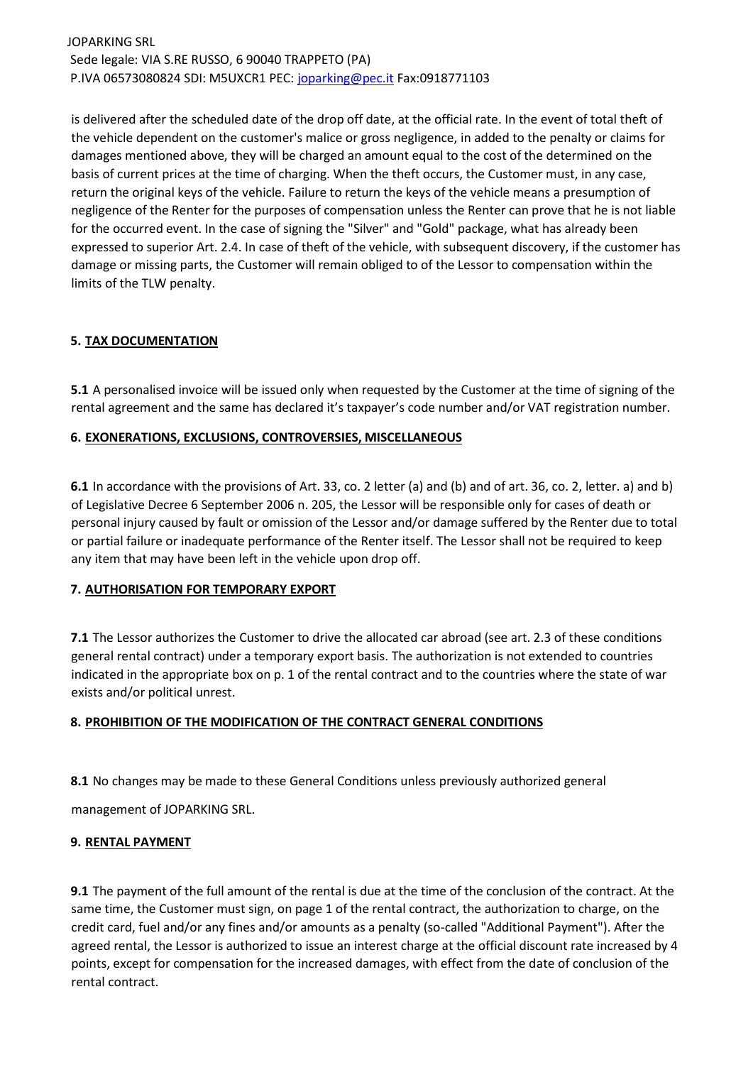is delivered after the scheduled date of the drop off date, at the official rate. In the event of total theft of the vehicle dependent on the customer's malice or gross negligence, in added to the penalty or claims for damages mentioned above, they will be charged an amount equal to the cost of the determined on the basis of current prices at the time of charging. When the theft occurs, the Customer must, in any case, return the original keys of the vehicle. Failure to return the keys of the vehicle means a presumption of negligence of the Renter for the purposes of compensation unless the Renter can prove that he is not liable for the occurred event. In the case of signing the "Silver" and "Gold" package, what has already been expressed to superior Art. 2.4. In case of theft of the vehicle, with subsequent discovery, if the customer has damage or missing parts, the Customer will remain obliged to of the Lessor to compensation within the limits of the TLW penalty.

## 5. TAX DOCUMENTATION

**5.1** A personalised invoice will be issued only when requested by the Customer at the time of signing of the rental agreement and the same has declared it's taxpayer's code number and/or VAT registration number.

## 6. EXONERATIONS, EXCLUSIONS, CONTROVERSIES, MISCELLANEOUS

**6.1** In accordance with the provisions of Art. 33, co. 2 letter (a) and (b) and of art. 36, co. 2, letter. a) and b) of Legislative Decree 6 September 2006 n. 205, the Lessor will be responsible only for cases of death or personal injury caused by fault or omission of the Lessor and/or damage suffered by the Renter due to total or partial failure or inadequate performance of the Renter itself. The Lessor shall not be required to keep any item that may have been left in the vehicle upon drop off.

## 7. AUTHORISATION FOR TEMPORARY EXPORT

**7.1** The Lessor authorizes the Customer to drive the allocated car abroad (see art. 2.3 of these conditions general rental contract) under a temporary export basis. The authorization is not extended to countries indicated in the appropriate box on p. 1 of the rental contract and to the countries where the state of war exists and/or political unrest.

## 8. PROHIBITION OF THE MODIFICATION OF THE CONTRACT GENERAL CONDITIONS

**8.1** No changes may be made to these General Conditions unless previously authorized general

management of JOPARKING SRL.

## 9. RENTAL PAYMENT

**9.1** The payment of the full amount of the rental is due at the time of the conclusion of the contract. At the same time, the Customer must sign, on page 1 of the rental contract, the authorization to charge, on the credit card, fuel and/or any fines and/or amounts as a penalty (so-called "Additional Payment"). After the agreed rental, the Lessor is authorized to issue an interest charge at the official discount rate increased by 4 points, except for compensation for the increased damages, with effect from the date of conclusion of the rental contract.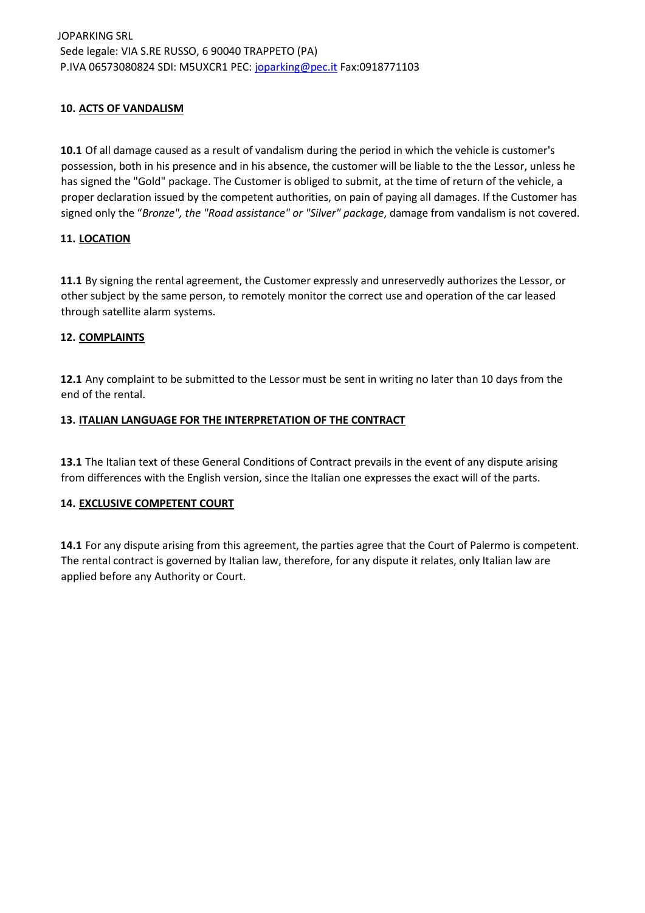## 10. ACTS OF VANDALISM

**10.1** Of all damage caused as a result of vandalism during the period in which the vehicle is customer's possession, both in his presence and in his absence, the customer will be liable to the the Lessor, unless he has signed the "Gold" package. The Customer is obliged to submit, at the time of return of the vehicle, a proper declaration issued by the competent authorities, on pain of paying all damages. If the Customer has signed only the *"Bronze", the "Road assistance" or "Silver" package*, damage from vandalism is not covered.

## 11. LOCATION

**11.1** By signing the rental agreement, the Customer expressly and unreservedly authorizes the Lessor, or other subject by the same person, to remotely monitor the correct use and operation of the car leased through satellite alarm systems.

## 12. COMPLAINTS

**12.1** Any complaint to be submitted to the Lessor must be sent in writing no later than 10 days from the end of the rental.

## 13. ITALIAN LANGUAGE FOR THE INTERPRETATION OF THE CONTRACT

**13.1** The Italian text of these General Conditions of Contract prevails in the event of any dispute arising from differences with the English version, since the Italian one expresses the exact will of the parts.

## 14. EXCLUSIVE COMPETENT COURT

**14.1** For any dispute arising from this agreement, the parties agree that the Court of Palermo is competent. The rental contract is governed by Italian law, therefore, for any dispute it relates, only Italian law are applied before any Authority or Court.